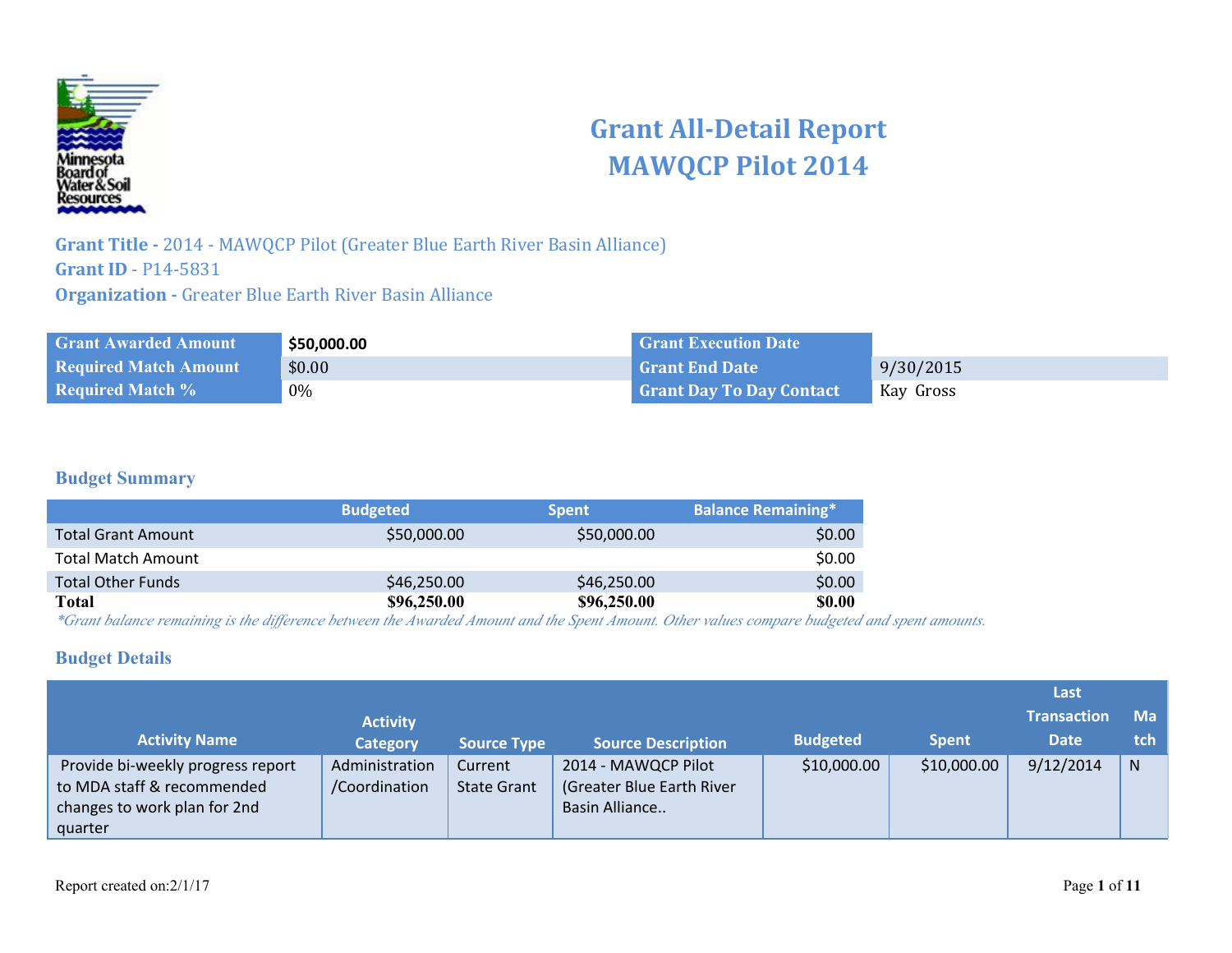# Grant All-Detail Report
# MAWQCP Pilot 2014

**Grant Title -** 2014 - MAWQCP Pilot (Greater Blue Earth River Basin Alliance)
**Grant ID** - P14-5831
**Organization -** Greater Blue Earth River Basin Alliance

| | | | |
|---|---|---|---|
| **Grant Awarded Amount** | **$50,000.00** | **Grant Execution Date** | |
| **Required Match Amount** | $0.00 | **Grant End Date** | 9/30/2015 |
| **Required Match %** | 0% | **Grant Day To Day Contact** | Kay Gross |

### Budget Summary

| | Budgeted | Spent | Balance Remaining* |
|---|---|---|---|
| Total Grant Amount | $50,000.00 | $50,000.00 | $0.00 |
| Total Match Amount | | | $0.00 |
| Total Other Funds | $46,250.00 | $46,250.00 | $0.00 |
| **Total** | **$96,250.00** | **$96,250.00** | **$0.00** |

*\*Grant balance remaining is the difference between the Awarded Amount and the Spent Amount. Other values compare budgeted and spent amounts.*

### Budget Details

| Activity Name | Activity Category | Source Type | Source Description | Budgeted | Spent | Last Transaction Date | Match |
|---|---|---|---|---|---|---|---|
| Provide bi-weekly progress report to MDA staff & recommended changes to work plan for 2nd quarter | Administration /Coordination | Current State Grant | 2014 - MAWQCP Pilot (Greater Blue Earth River Basin Alliance.. | $10,000.00 | $10,000.00 | 9/12/2014 | N |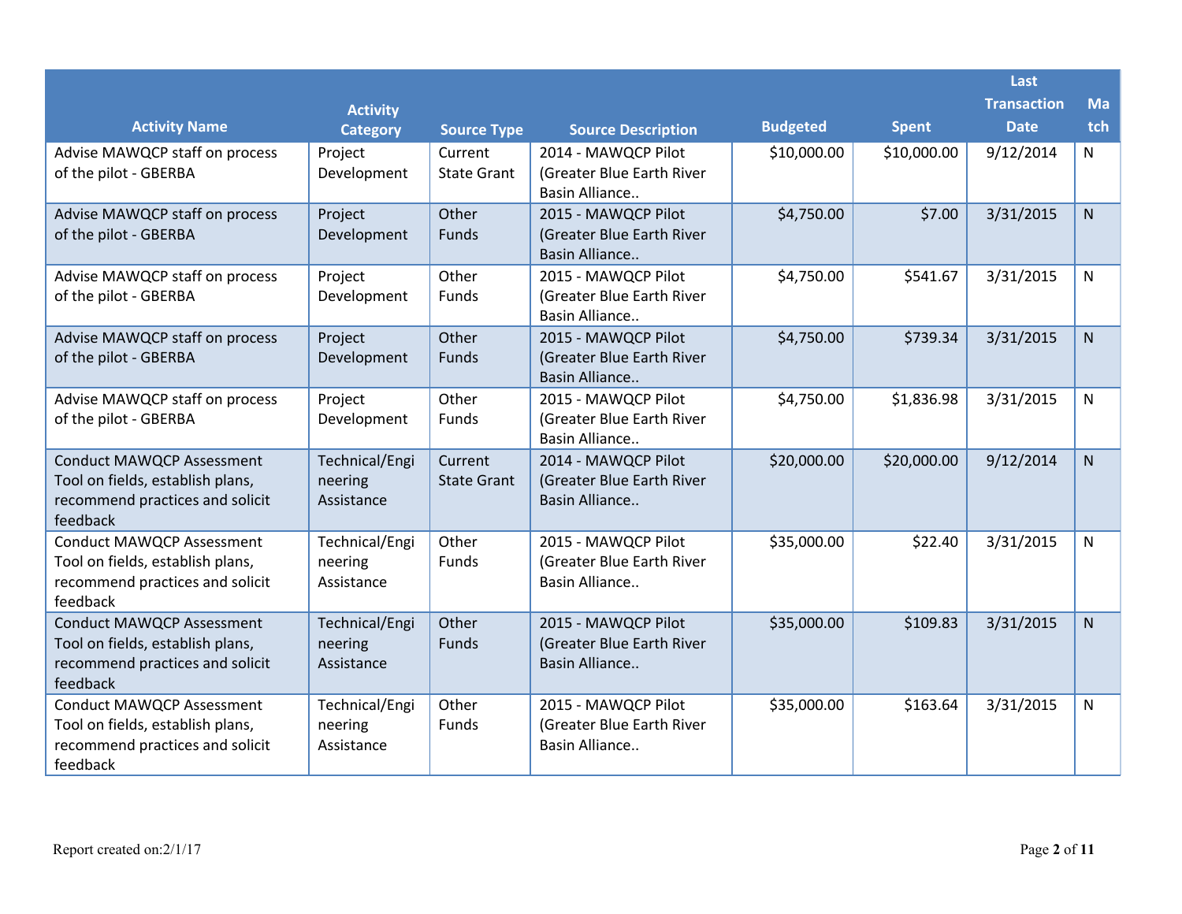| Activity Name | Activity Category | Source Type | Source Description | Budgeted | Spent | Last Transaction Date | Match |
|---|---|---|---|---|---|---|---|
| Advise MAWQCP staff on process of the pilot - GBERBA | Project Development | Current State Grant | 2014 - MAWQCP Pilot (Greater Blue Earth River Basin Alliance.. | $10,000.00 | $10,000.00 | 9/12/2014 | N |
| Advise MAWQCP staff on process of the pilot - GBERBA | Project Development | Other Funds | 2015 - MAWQCP Pilot (Greater Blue Earth River Basin Alliance.. | $4,750.00 | $7.00 | 3/31/2015 | N |
| Advise MAWQCP staff on process of the pilot - GBERBA | Project Development | Other Funds | 2015 - MAWQCP Pilot (Greater Blue Earth River Basin Alliance.. | $4,750.00 | $541.67 | 3/31/2015 | N |
| Advise MAWQCP staff on process of the pilot - GBERBA | Project Development | Other Funds | 2015 - MAWQCP Pilot (Greater Blue Earth River Basin Alliance.. | $4,750.00 | $739.34 | 3/31/2015 | N |
| Advise MAWQCP staff on process of the pilot - GBERBA | Project Development | Other Funds | 2015 - MAWQCP Pilot (Greater Blue Earth River Basin Alliance.. | $4,750.00 | $1,836.98 | 3/31/2015 | N |
| Conduct MAWQCP Assessment Tool on fields, establish plans, recommend practices and solicit feedback | Technical/Engineering Assistance | Current State Grant | 2014 - MAWQCP Pilot (Greater Blue Earth River Basin Alliance.. | $20,000.00 | $20,000.00 | 9/12/2014 | N |
| Conduct MAWQCP Assessment Tool on fields, establish plans, recommend practices and solicit feedback | Technical/Engineering Assistance | Other Funds | 2015 - MAWQCP Pilot (Greater Blue Earth River Basin Alliance.. | $35,000.00 | $22.40 | 3/31/2015 | N |
| Conduct MAWQCP Assessment Tool on fields, establish plans, recommend practices and solicit feedback | Technical/Engineering Assistance | Other Funds | 2015 - MAWQCP Pilot (Greater Blue Earth River Basin Alliance.. | $35,000.00 | $109.83 | 3/31/2015 | N |
| Conduct MAWQCP Assessment Tool on fields, establish plans, recommend practices and solicit feedback | Technical/Engineering Assistance | Other Funds | 2015 - MAWQCP Pilot (Greater Blue Earth River Basin Alliance.. | $35,000.00 | $163.64 | 3/31/2015 | N |

Report created on:2/1/17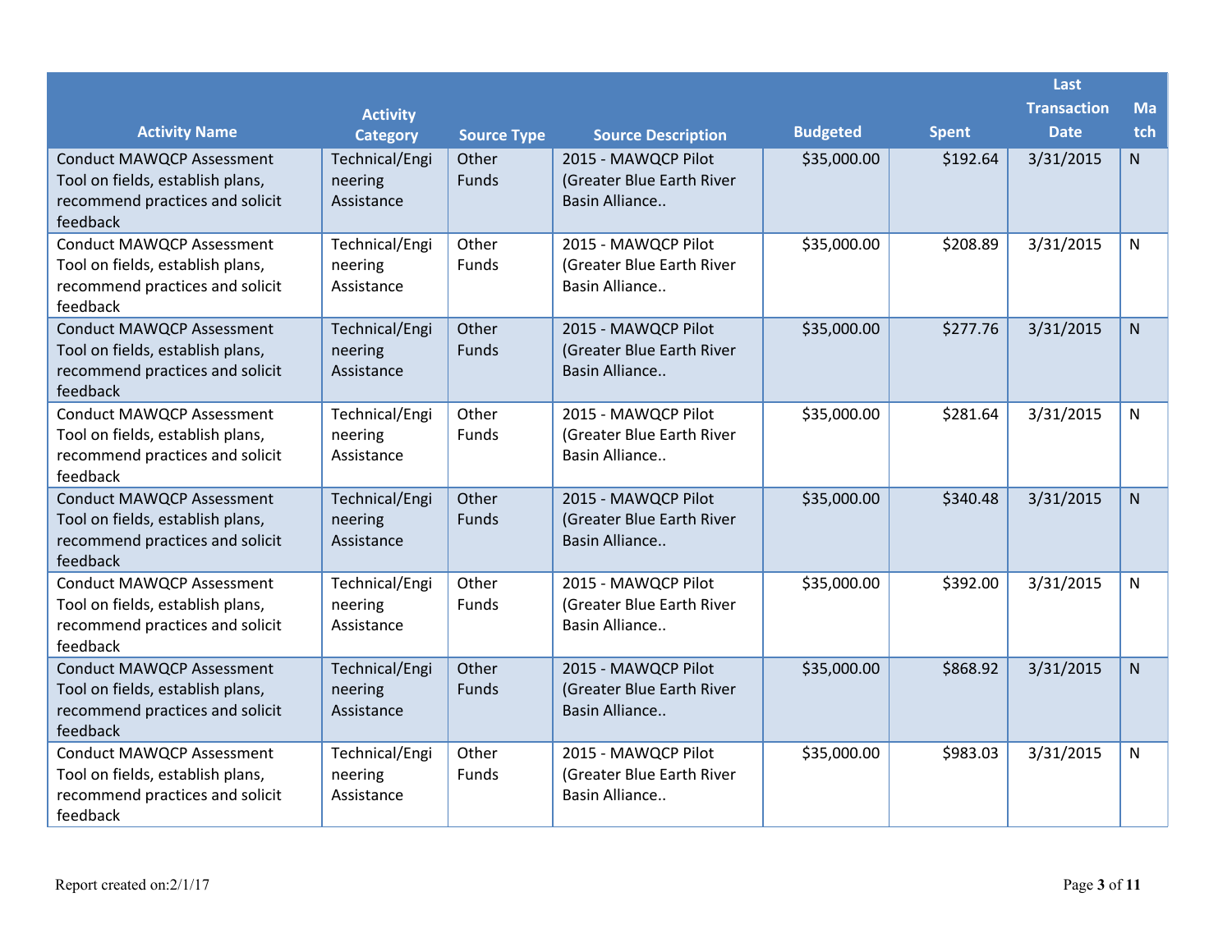| Activity Name | Activity Category | Source Type | Source Description | Budgeted | Spent | Last Transaction Date | Match |
|---|---|---|---|---|---|---|---|
| Conduct MAWQCP Assessment Tool on fields, establish plans, recommend practices and solicit feedback | Technical/Engineering Assistance | Other Funds | 2015 - MAWQCP Pilot (Greater Blue Earth River Basin Alliance.. | $35,000.00 | $192.64 | 3/31/2015 | N |
| Conduct MAWQCP Assessment Tool on fields, establish plans, recommend practices and solicit feedback | Technical/Engineering Assistance | Other Funds | 2015 - MAWQCP Pilot (Greater Blue Earth River Basin Alliance.. | $35,000.00 | $208.89 | 3/31/2015 | N |
| Conduct MAWQCP Assessment Tool on fields, establish plans, recommend practices and solicit feedback | Technical/Engineering Assistance | Other Funds | 2015 - MAWQCP Pilot (Greater Blue Earth River Basin Alliance.. | $35,000.00 | $277.76 | 3/31/2015 | N |
| Conduct MAWQCP Assessment Tool on fields, establish plans, recommend practices and solicit feedback | Technical/Engineering Assistance | Other Funds | 2015 - MAWQCP Pilot (Greater Blue Earth River Basin Alliance.. | $35,000.00 | $281.64 | 3/31/2015 | N |
| Conduct MAWQCP Assessment Tool on fields, establish plans, recommend practices and solicit feedback | Technical/Engineering Assistance | Other Funds | 2015 - MAWQCP Pilot (Greater Blue Earth River Basin Alliance.. | $35,000.00 | $340.48 | 3/31/2015 | N |
| Conduct MAWQCP Assessment Tool on fields, establish plans, recommend practices and solicit feedback | Technical/Engineering Assistance | Other Funds | 2015 - MAWQCP Pilot (Greater Blue Earth River Basin Alliance.. | $35,000.00 | $392.00 | 3/31/2015 | N |
| Conduct MAWQCP Assessment Tool on fields, establish plans, recommend practices and solicit feedback | Technical/Engineering Assistance | Other Funds | 2015 - MAWQCP Pilot (Greater Blue Earth River Basin Alliance.. | $35,000.00 | $868.92 | 3/31/2015 | N |
| Conduct MAWQCP Assessment Tool on fields, establish plans, recommend practices and solicit feedback | Technical/Engineering Assistance | Other Funds | 2015 - MAWQCP Pilot (Greater Blue Earth River Basin Alliance.. | $35,000.00 | $983.03 | 3/31/2015 | N |

Report created on:2/1/17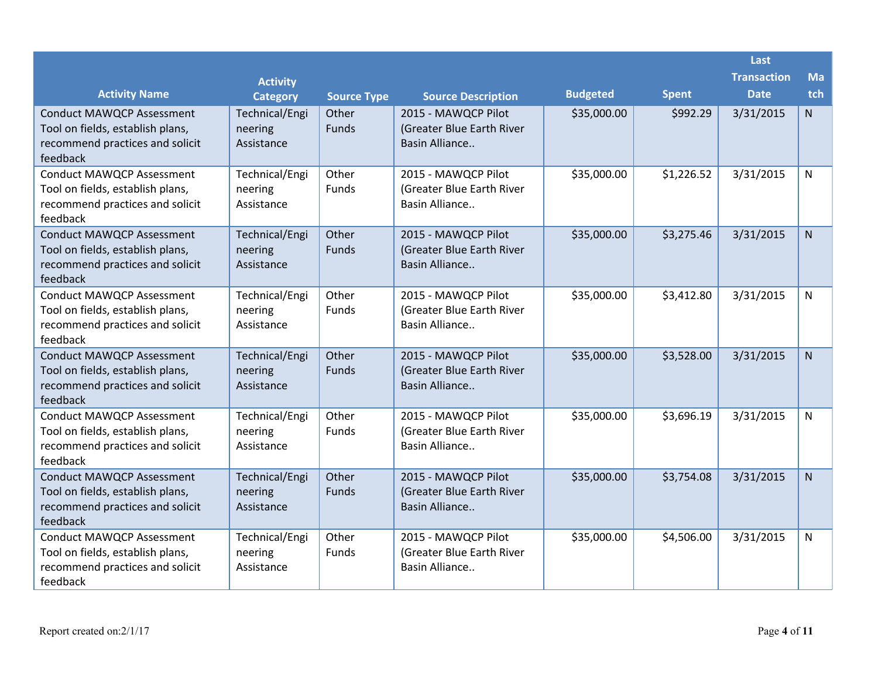| Activity Name | Activity Category | Source Type | Source Description | Budgeted | Spent | Last Transaction Date | Match |
|---|---|---|---|---|---|---|---|
| Conduct MAWQCP Assessment Tool on fields, establish plans, recommend practices and solicit feedback | Technical/Engineering Assistance | Other Funds | 2015 - MAWQCP Pilot (Greater Blue Earth River Basin Alliance.. | $35,000.00 | $992.29 | 3/31/2015 | N |
| Conduct MAWQCP Assessment Tool on fields, establish plans, recommend practices and solicit feedback | Technical/Engineering Assistance | Other Funds | 2015 - MAWQCP Pilot (Greater Blue Earth River Basin Alliance.. | $35,000.00 | $1,226.52 | 3/31/2015 | N |
| Conduct MAWQCP Assessment Tool on fields, establish plans, recommend practices and solicit feedback | Technical/Engineering Assistance | Other Funds | 2015 - MAWQCP Pilot (Greater Blue Earth River Basin Alliance.. | $35,000.00 | $3,275.46 | 3/31/2015 | N |
| Conduct MAWQCP Assessment Tool on fields, establish plans, recommend practices and solicit feedback | Technical/Engineering Assistance | Other Funds | 2015 - MAWQCP Pilot (Greater Blue Earth River Basin Alliance.. | $35,000.00 | $3,412.80 | 3/31/2015 | N |
| Conduct MAWQCP Assessment Tool on fields, establish plans, recommend practices and solicit feedback | Technical/Engineering Assistance | Other Funds | 2015 - MAWQCP Pilot (Greater Blue Earth River Basin Alliance.. | $35,000.00 | $3,528.00 | 3/31/2015 | N |
| Conduct MAWQCP Assessment Tool on fields, establish plans, recommend practices and solicit feedback | Technical/Engineering Assistance | Other Funds | 2015 - MAWQCP Pilot (Greater Blue Earth River Basin Alliance.. | $35,000.00 | $3,696.19 | 3/31/2015 | N |
| Conduct MAWQCP Assessment Tool on fields, establish plans, recommend practices and solicit feedback | Technical/Engineering Assistance | Other Funds | 2015 - MAWQCP Pilot (Greater Blue Earth River Basin Alliance.. | $35,000.00 | $3,754.08 | 3/31/2015 | N |
| Conduct MAWQCP Assessment Tool on fields, establish plans, recommend practices and solicit feedback | Technical/Engineering Assistance | Other Funds | 2015 - MAWQCP Pilot (Greater Blue Earth River Basin Alliance.. | $35,000.00 | $4,506.00 | 3/31/2015 | N |

Report created on:2/1/17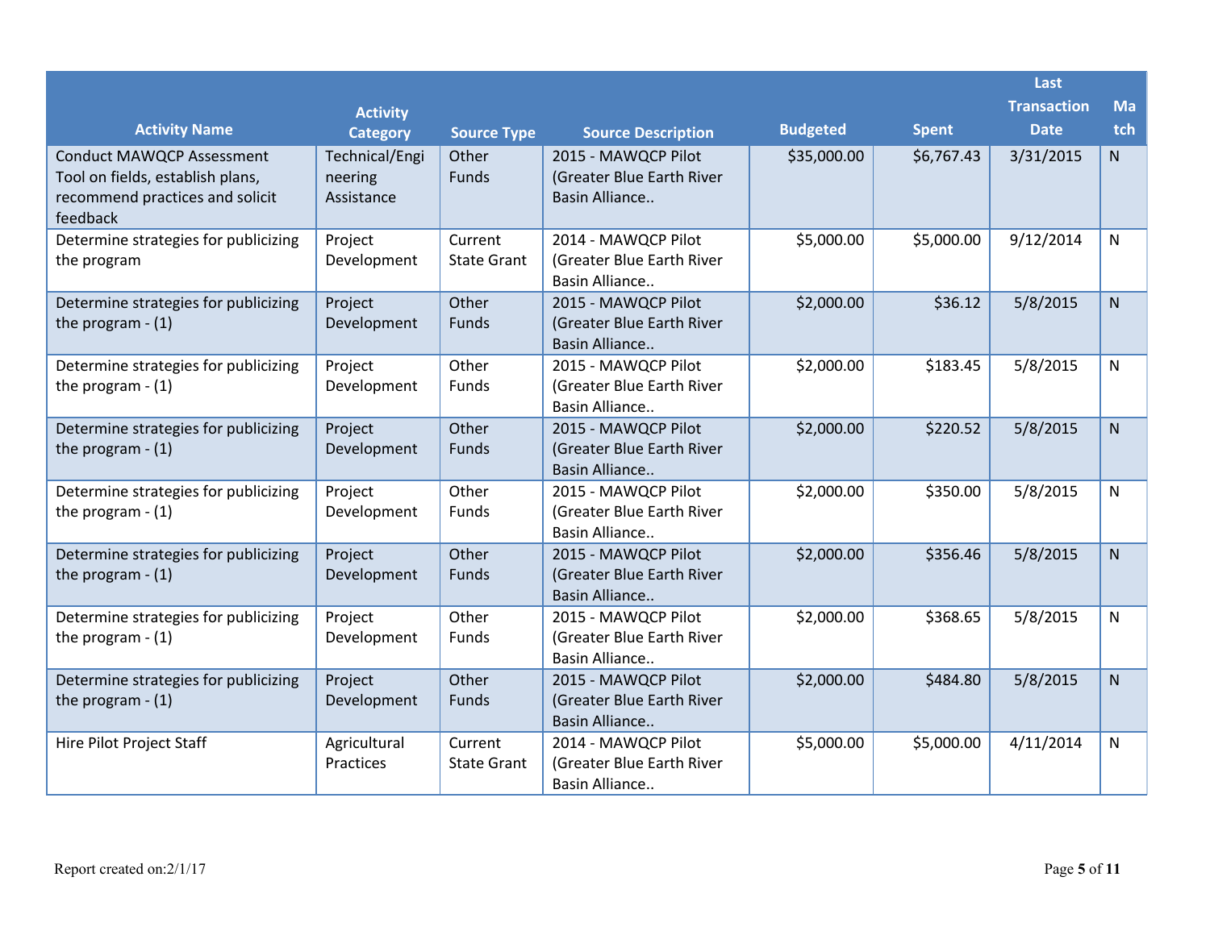| Activity Name | Activity Category | Source Type | Source Description | Budgeted | Spent | Last Transaction Date | Match |
|---|---|---|---|---|---|---|---|
| Conduct MAWQCP Assessment Tool on fields, establish plans, recommend practices and solicit feedback | Technical/Engineering Assistance | Other Funds | 2015 - MAWQCP Pilot (Greater Blue Earth River Basin Alliance.. | $35,000.00 | $6,767.43 | 3/31/2015 | N |
| Determine strategies for publicizing the program | Project Development | Current State Grant | 2014 - MAWQCP Pilot (Greater Blue Earth River Basin Alliance.. | $5,000.00 | $5,000.00 | 9/12/2014 | N |
| Determine strategies for publicizing the program - (1) | Project Development | Other Funds | 2015 - MAWQCP Pilot (Greater Blue Earth River Basin Alliance.. | $2,000.00 | $36.12 | 5/8/2015 | N |
| Determine strategies for publicizing the program - (1) | Project Development | Other Funds | 2015 - MAWQCP Pilot (Greater Blue Earth River Basin Alliance.. | $2,000.00 | $183.45 | 5/8/2015 | N |
| Determine strategies for publicizing the program - (1) | Project Development | Other Funds | 2015 - MAWQCP Pilot (Greater Blue Earth River Basin Alliance.. | $2,000.00 | $220.52 | 5/8/2015 | N |
| Determine strategies for publicizing the program - (1) | Project Development | Other Funds | 2015 - MAWQCP Pilot (Greater Blue Earth River Basin Alliance.. | $2,000.00 | $350.00 | 5/8/2015 | N |
| Determine strategies for publicizing the program - (1) | Project Development | Other Funds | 2015 - MAWQCP Pilot (Greater Blue Earth River Basin Alliance.. | $2,000.00 | $356.46 | 5/8/2015 | N |
| Determine strategies for publicizing the program - (1) | Project Development | Other Funds | 2015 - MAWQCP Pilot (Greater Blue Earth River Basin Alliance.. | $2,000.00 | $368.65 | 5/8/2015 | N |
| Determine strategies for publicizing the program - (1) | Project Development | Other Funds | 2015 - MAWQCP Pilot (Greater Blue Earth River Basin Alliance.. | $2,000.00 | $484.80 | 5/8/2015 | N |
| Hire Pilot Project Staff | Agricultural Practices | Current State Grant | 2014 - MAWQCP Pilot (Greater Blue Earth River Basin Alliance.. | $5,000.00 | $5,000.00 | 4/11/2014 | N |

Report created on:2/1/17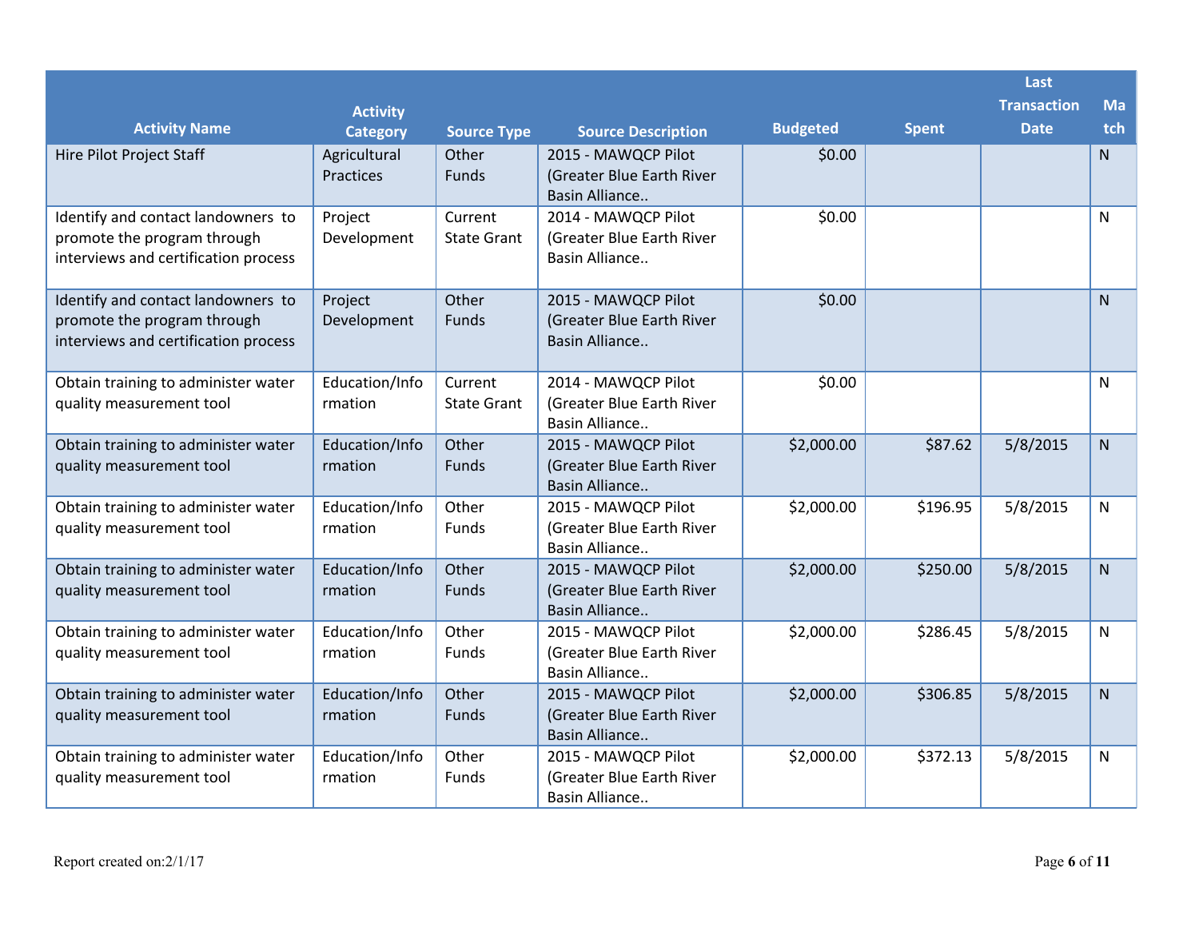| Activity Name | Activity Category | Source Type | Source Description | Budgeted | Spent | Last Transaction Date | Match |
|---|---|---|---|---|---|---|---|
| Hire Pilot Project Staff | Agricultural Practices | Other Funds | 2015 - MAWQCP Pilot (Greater Blue Earth River Basin Alliance.. | $0.00 | | | N |
| Identify and contact landowners to promote the program through interviews and certification process | Project Development | Current State Grant | 2014 - MAWQCP Pilot (Greater Blue Earth River Basin Alliance.. | $0.00 | | | N |
| Identify and contact landowners to promote the program through interviews and certification process | Project Development | Other Funds | 2015 - MAWQCP Pilot (Greater Blue Earth River Basin Alliance.. | $0.00 | | | N |
| Obtain training to administer water quality measurement tool | Education/Information | Current State Grant | 2014 - MAWQCP Pilot (Greater Blue Earth River Basin Alliance.. | $0.00 | | | N |
| Obtain training to administer water quality measurement tool | Education/Information | Other Funds | 2015 - MAWQCP Pilot (Greater Blue Earth River Basin Alliance.. | $2,000.00 | $87.62 | 5/8/2015 | N |
| Obtain training to administer water quality measurement tool | Education/Information | Other Funds | 2015 - MAWQCP Pilot (Greater Blue Earth River Basin Alliance.. | $2,000.00 | $196.95 | 5/8/2015 | N |
| Obtain training to administer water quality measurement tool | Education/Information | Other Funds | 2015 - MAWQCP Pilot (Greater Blue Earth River Basin Alliance.. | $2,000.00 | $250.00 | 5/8/2015 | N |
| Obtain training to administer water quality measurement tool | Education/Information | Other Funds | 2015 - MAWQCP Pilot (Greater Blue Earth River Basin Alliance.. | $2,000.00 | $286.45 | 5/8/2015 | N |
| Obtain training to administer water quality measurement tool | Education/Information | Other Funds | 2015 - MAWQCP Pilot (Greater Blue Earth River Basin Alliance.. | $2,000.00 | $306.85 | 5/8/2015 | N |
| Obtain training to administer water quality measurement tool | Education/Information | Other Funds | 2015 - MAWQCP Pilot (Greater Blue Earth River Basin Alliance.. | $2,000.00 | $372.13 | 5/8/2015 | N |

Report created on:2/1/17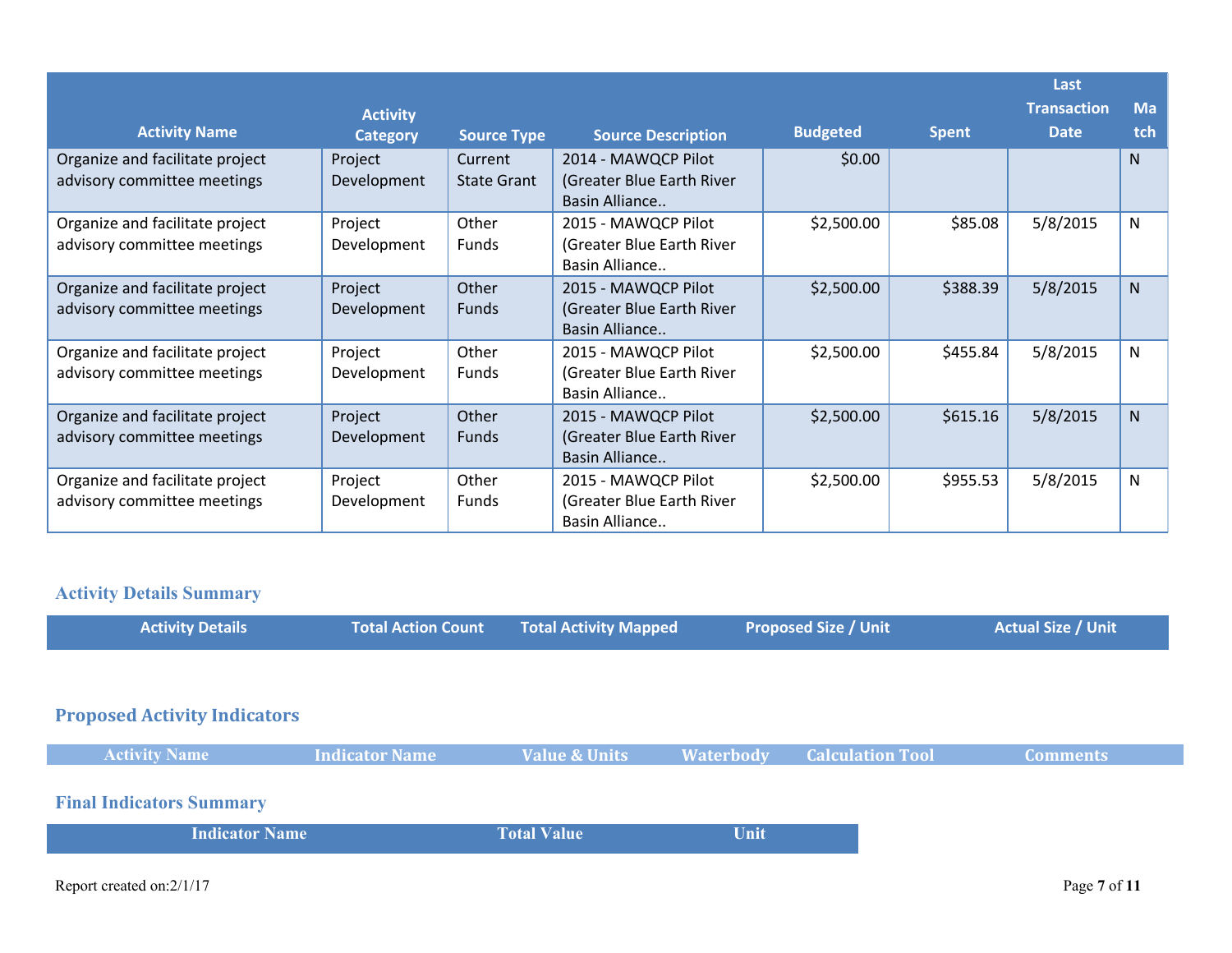| Activity Name | Activity Category | Source Type | Source Description | Budgeted | Spent | Last Transaction Date | Match |
|---|---|---|---|---|---|---|---|
| Organize and facilitate project advisory committee meetings | Project Development | Current State Grant | 2014 - MAWQCP Pilot (Greater Blue Earth River Basin Alliance.. | $0.00 | | | N |
| Organize and facilitate project advisory committee meetings | Project Development | Other Funds | 2015 - MAWQCP Pilot (Greater Blue Earth River Basin Alliance.. | $2,500.00 | $85.08 | 5/8/2015 | N |
| Organize and facilitate project advisory committee meetings | Project Development | Other Funds | 2015 - MAWQCP Pilot (Greater Blue Earth River Basin Alliance.. | $2,500.00 | $388.39 | 5/8/2015 | N |
| Organize and facilitate project advisory committee meetings | Project Development | Other Funds | 2015 - MAWQCP Pilot (Greater Blue Earth River Basin Alliance.. | $2,500.00 | $455.84 | 5/8/2015 | N |
| Organize and facilitate project advisory committee meetings | Project Development | Other Funds | 2015 - MAWQCP Pilot (Greater Blue Earth River Basin Alliance.. | $2,500.00 | $615.16 | 5/8/2015 | N |
| Organize and facilitate project advisory committee meetings | Project Development | Other Funds | 2015 - MAWQCP Pilot (Greater Blue Earth River Basin Alliance.. | $2,500.00 | $955.53 | 5/8/2015 | N |

## Activity Details Summary

| Activity Details | Total Action Count | Total Activity Mapped | Proposed Size / Unit | Actual Size / Unit |
|---|---|---|---|---|

## Proposed Activity Indicators

| Activity Name | Indicator Name | Value & Units | Waterbody | Calculation Tool | Comments |
|---|---|---|---|---|---|

## Final Indicators Summary

| Indicator Name | Total Value | Unit |
|---|---|---|

Report created on:2/1/17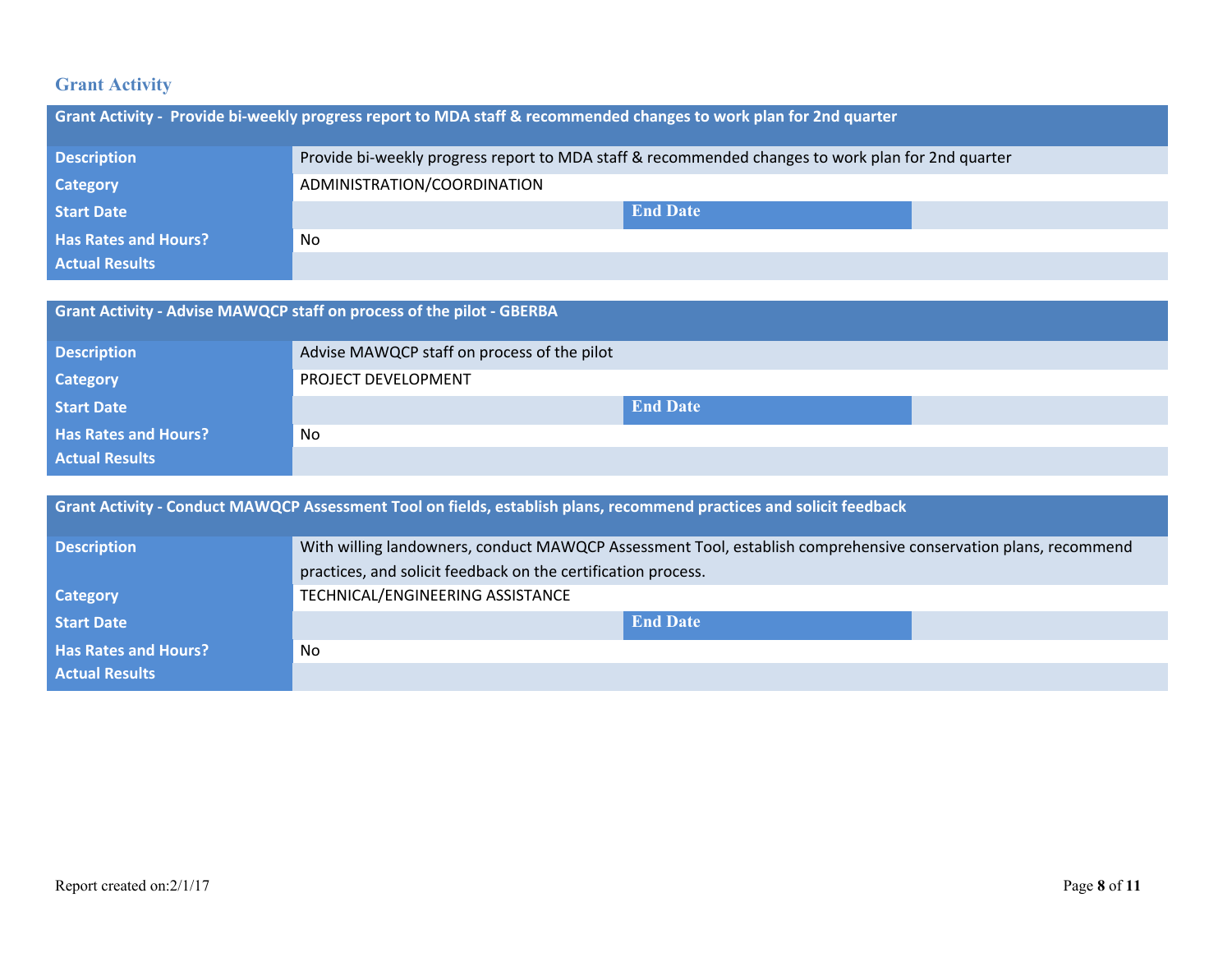## Grant Activity

| Grant Activity - Provide bi-weekly progress report to MDA staff & recommended changes to work plan for 2nd quarter | | | |
|---|---|---|---|
| Description | Provide bi-weekly progress report to MDA staff & recommended changes to work plan for 2nd quarter | | |
| Category | ADMINISTRATION/COORDINATION | | |
| Start Date | | End Date | |
| Has Rates and Hours? | No | | |
| Actual Results | | | |

| Grant Activity - Advise MAWQCP staff on process of the pilot - GBERBA | | | |
|---|---|---|---|
| Description | Advise MAWQCP staff on process of the pilot | | |
| Category | PROJECT DEVELOPMENT | | |
| Start Date | | End Date | |
| Has Rates and Hours? | No | | |
| Actual Results | | | |

| Grant Activity - Conduct MAWQCP Assessment Tool on fields, establish plans, recommend practices and solicit feedback | | | |
|---|---|---|---|
| Description | With willing landowners, conduct MAWQCP Assessment Tool, establish comprehensive conservation plans, recommend practices, and solicit feedback on the certification process. | | |
| Category | TECHNICAL/ENGINEERING ASSISTANCE | | |
| Start Date | | End Date | |
| Has Rates and Hours? | No | | |
| Actual Results | | | |

Report created on:2/1/17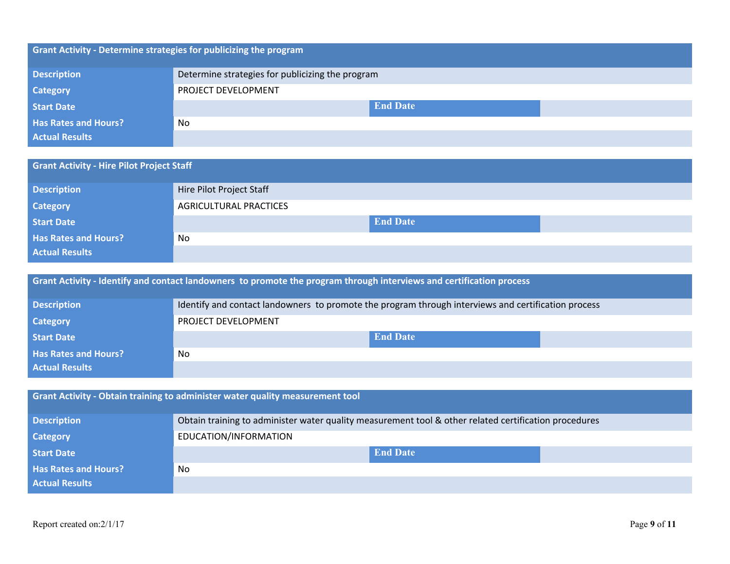## Grant Activity - Determine strategies for publicizing the program

| | | | |
|---|---|---|---|
| **Description** | Determine strategies for publicizing the program | | |
| **Category** | PROJECT DEVELOPMENT | | |
| **Start Date** | | **End Date** | |
| **Has Rates and Hours?** | No | | |
| **Actual Results** | | | |

## Grant Activity - Hire Pilot Project Staff

| | | | |
|---|---|---|---|
| **Description** | Hire Pilot Project Staff | | |
| **Category** | AGRICULTURAL PRACTICES | | |
| **Start Date** | | **End Date** | |
| **Has Rates and Hours?** | No | | |
| **Actual Results** | | | |

## Grant Activity - Identify and contact landowners to promote the program through interviews and certification process

| | | | |
|---|---|---|---|
| **Description** | Identify and contact landowners to promote the program through interviews and certification process | | |
| **Category** | PROJECT DEVELOPMENT | | |
| **Start Date** | | **End Date** | |
| **Has Rates and Hours?** | No | | |
| **Actual Results** | | | |

## Grant Activity - Obtain training to administer water quality measurement tool

| | | | |
|---|---|---|---|
| **Description** | Obtain training to administer water quality measurement tool & other related certification procedures | | |
| **Category** | EDUCATION/INFORMATION | | |
| **Start Date** | | **End Date** | |
| **Has Rates and Hours?** | No | | |
| **Actual Results** | | | |

Report created on:2/1/17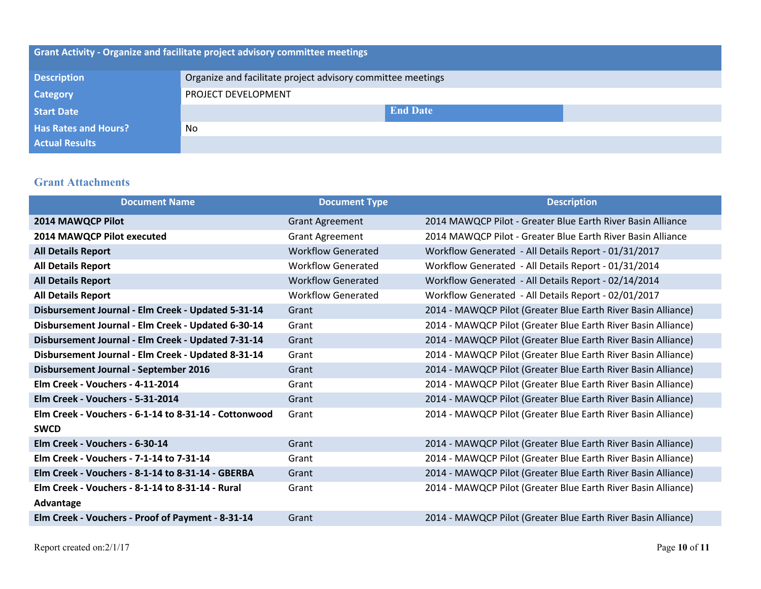| Grant Activity - Organize and facilitate project advisory committee meetings | | | |
|---|---|---|---|
| **Description** | Organize and facilitate project advisory committee meetings | | |
| **Category** | PROJECT DEVELOPMENT | | |
| **Start Date** | | **End Date** | |
| **Has Rates and Hours?** | No | | |
| **Actual Results** | | | |

### Grant Attachments

| Document Name | Document Type | Description |
|---|---|---|
| **2014 MAWQCP Pilot** | Grant Agreement | 2014 MAWQCP Pilot - Greater Blue Earth River Basin Alliance |
| **2014 MAWQCP Pilot executed** | Grant Agreement | 2014 MAWQCP Pilot - Greater Blue Earth River Basin Alliance |
| **All Details Report** | Workflow Generated | Workflow Generated - All Details Report - 01/31/2017 |
| **All Details Report** | Workflow Generated | Workflow Generated - All Details Report - 01/31/2014 |
| **All Details Report** | Workflow Generated | Workflow Generated - All Details Report - 02/14/2014 |
| **All Details Report** | Workflow Generated | Workflow Generated - All Details Report - 02/01/2017 |
| **Disbursement Journal - Elm Creek - Updated 5-31-14** | Grant | 2014 - MAWQCP Pilot (Greater Blue Earth River Basin Alliance) |
| **Disbursement Journal - Elm Creek - Updated 6-30-14** | Grant | 2014 - MAWQCP Pilot (Greater Blue Earth River Basin Alliance) |
| **Disbursement Journal - Elm Creek - Updated 7-31-14** | Grant | 2014 - MAWQCP Pilot (Greater Blue Earth River Basin Alliance) |
| **Disbursement Journal - Elm Creek - Updated 8-31-14** | Grant | 2014 - MAWQCP Pilot (Greater Blue Earth River Basin Alliance) |
| **Disbursement Journal - September 2016** | Grant | 2014 - MAWQCP Pilot (Greater Blue Earth River Basin Alliance) |
| **Elm Creek - Vouchers - 4-11-2014** | Grant | 2014 - MAWQCP Pilot (Greater Blue Earth River Basin Alliance) |
| **Elm Creek - Vouchers - 5-31-2014** | Grant | 2014 - MAWQCP Pilot (Greater Blue Earth River Basin Alliance) |
| **Elm Creek - Vouchers - 6-1-14 to 8-31-14 - Cottonwood SWCD** | Grant | 2014 - MAWQCP Pilot (Greater Blue Earth River Basin Alliance) |
| **Elm Creek - Vouchers - 6-30-14** | Grant | 2014 - MAWQCP Pilot (Greater Blue Earth River Basin Alliance) |
| **Elm Creek - Vouchers - 7-1-14 to 7-31-14** | Grant | 2014 - MAWQCP Pilot (Greater Blue Earth River Basin Alliance) |
| **Elm Creek - Vouchers - 8-1-14 to 8-31-14 - GBERBA** | Grant | 2014 - MAWQCP Pilot (Greater Blue Earth River Basin Alliance) |
| **Elm Creek - Vouchers - 8-1-14 to 8-31-14 - Rural Advantage** | Grant | 2014 - MAWQCP Pilot (Greater Blue Earth River Basin Alliance) |
| **Elm Creek - Vouchers - Proof of Payment - 8-31-14** | Grant | 2014 - MAWQCP Pilot (Greater Blue Earth River Basin Alliance) |

Report created on:2/1/17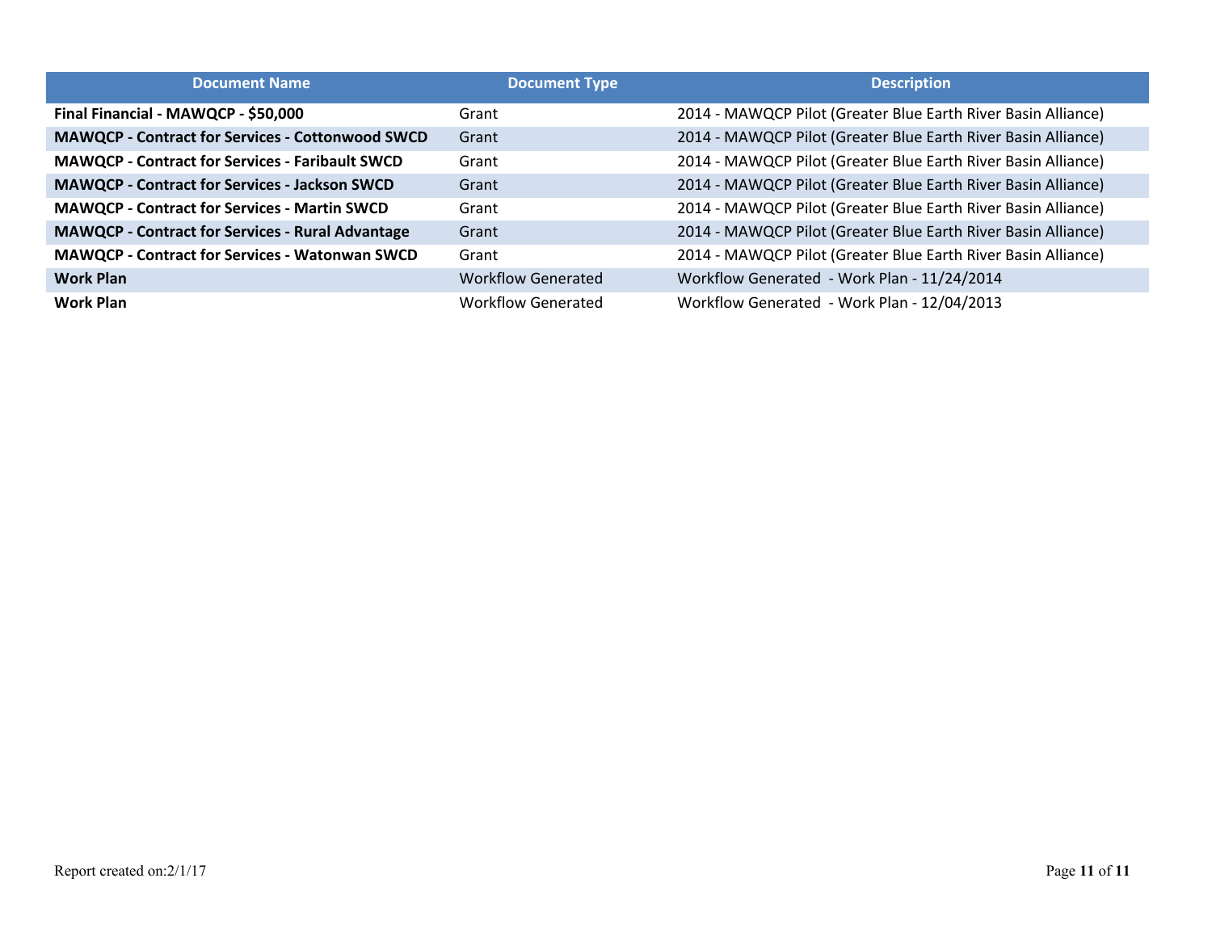| Document Name | Document Type | Description |
| --- | --- | --- |
| **Final Financial - MAWQCP - $50,000** | Grant | 2014 - MAWQCP Pilot (Greater Blue Earth River Basin Alliance) |
| **MAWQCP - Contract for Services - Cottonwood SWCD** | Grant | 2014 - MAWQCP Pilot (Greater Blue Earth River Basin Alliance) |
| **MAWQCP - Contract for Services - Faribault SWCD** | Grant | 2014 - MAWQCP Pilot (Greater Blue Earth River Basin Alliance) |
| **MAWQCP - Contract for Services - Jackson SWCD** | Grant | 2014 - MAWQCP Pilot (Greater Blue Earth River Basin Alliance) |
| **MAWQCP - Contract for Services - Martin SWCD** | Grant | 2014 - MAWQCP Pilot (Greater Blue Earth River Basin Alliance) |
| **MAWQCP - Contract for Services - Rural Advantage** | Grant | 2014 - MAWQCP Pilot (Greater Blue Earth River Basin Alliance) |
| **MAWQCP - Contract for Services - Watonwan SWCD** | Grant | 2014 - MAWQCP Pilot (Greater Blue Earth River Basin Alliance) |
| **Work Plan** | Workflow Generated | Workflow Generated - Work Plan - 11/24/2014 |
| **Work Plan** | Workflow Generated | Workflow Generated - Work Plan - 12/04/2013 |

Report created on:2/1/17